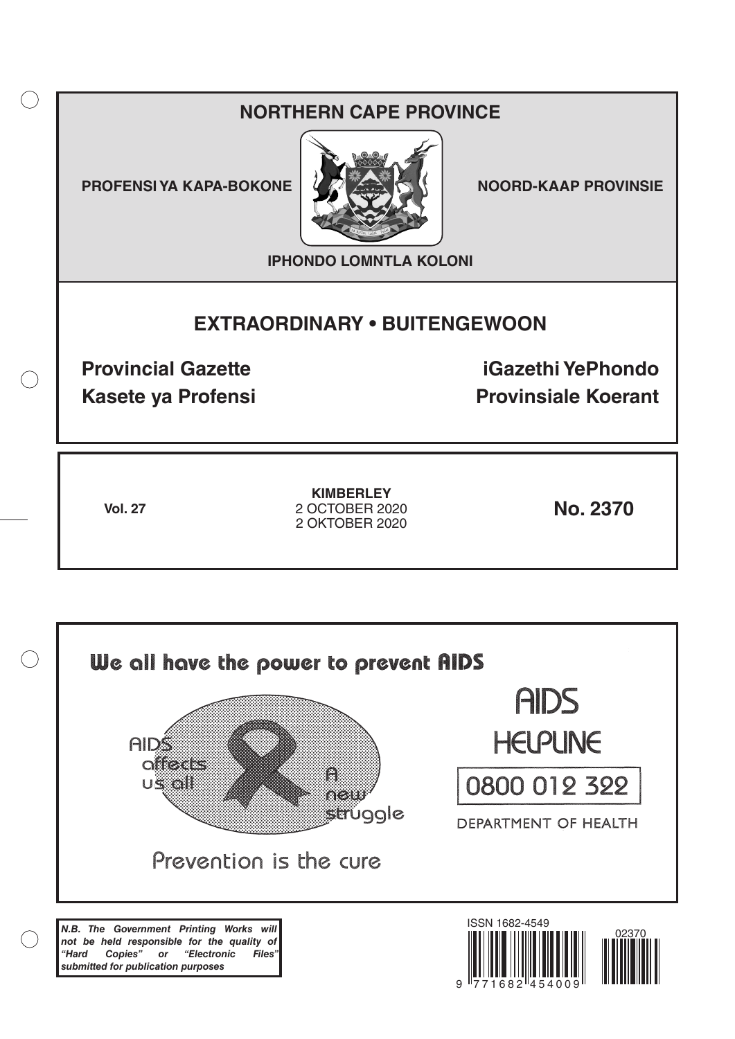# NORTHERN CAPE PROVINCE

**PROFENSI YA KAPA-BOKONE** | **NOORD-KAAP PROVINSIE**

**IPHONDO LOMNTLA KOLONI**

## EXTRAORDINARY • BUITENGEWOON

**Provincial Gazette** | **iGazethi YePhondo**

**Kasete ya Profensi** | **Provinsiale Koerant**

**Vol. 27**

**KIMBERLEY**
2 OCTOBER 2020
2 OKTOBER 2020

**No. 2370**

We all have the power to prevent AIDS

AIDS affects us all

A new struggle

Prevention is the cure

AIDS HELPLINE

0800 012 322

DEPARTMENT OF HEALTH

***N.B. The Government Printing Works will not be held responsible for the quality of "Hard Copies" or "Electronic Files" submitted for publication purposes***

ISSN 1682-4549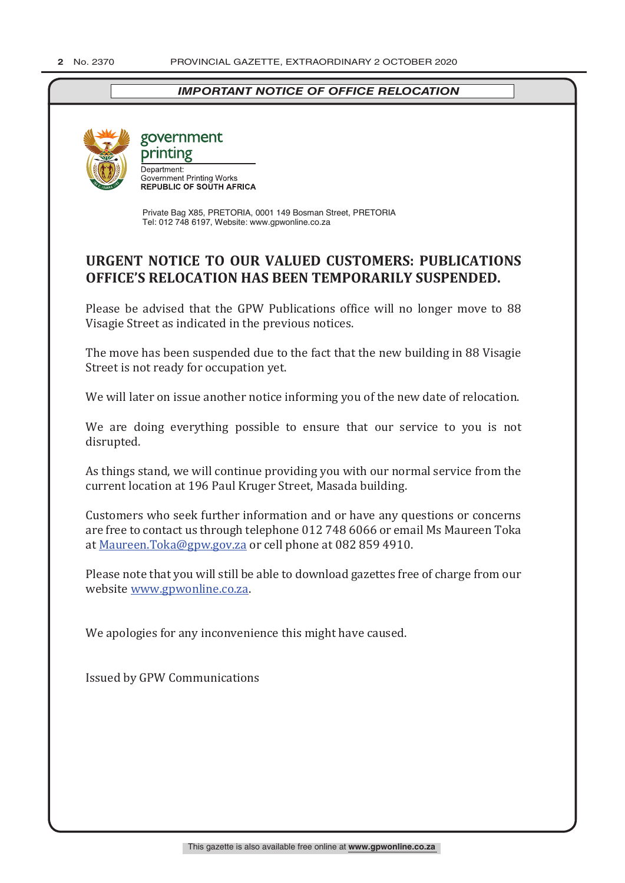*IMPORTANT NOTICE OF OFFICE RELOCATION*

government printing

Department:
Government Printing Works
**REPUBLIC OF SOUTH AFRICA**

Private Bag X85, PRETORIA, 0001 149 Bosman Street, PRETORIA
Tel: 012 748 6197, Website: www.gpwonline.co.za

## URGENT NOTICE TO OUR VALUED CUSTOMERS: PUBLICATIONS OFFICE'S RELOCATION HAS BEEN TEMPORARILY SUSPENDED.

Please be advised that the GPW Publications office will no longer move to 88 Visagie Street as indicated in the previous notices.

The move has been suspended due to the fact that the new building in 88 Visagie Street is not ready for occupation yet.

We will later on issue another notice informing you of the new date of relocation.

We are doing everything possible to ensure that our service to you is not disrupted.

As things stand, we will continue providing you with our normal service from the current location at 196 Paul Kruger Street, Masada building.

Customers who seek further information and or have any questions or concerns are free to contact us through telephone 012 748 6066 or email Ms Maureen Toka at Maureen.Toka@gpw.gov.za or cell phone at 082 859 4910.

Please note that you will still be able to download gazettes free of charge from our website www.gpwonline.co.za.

We apologies for any inconvenience this might have caused.

Issued by GPW Communications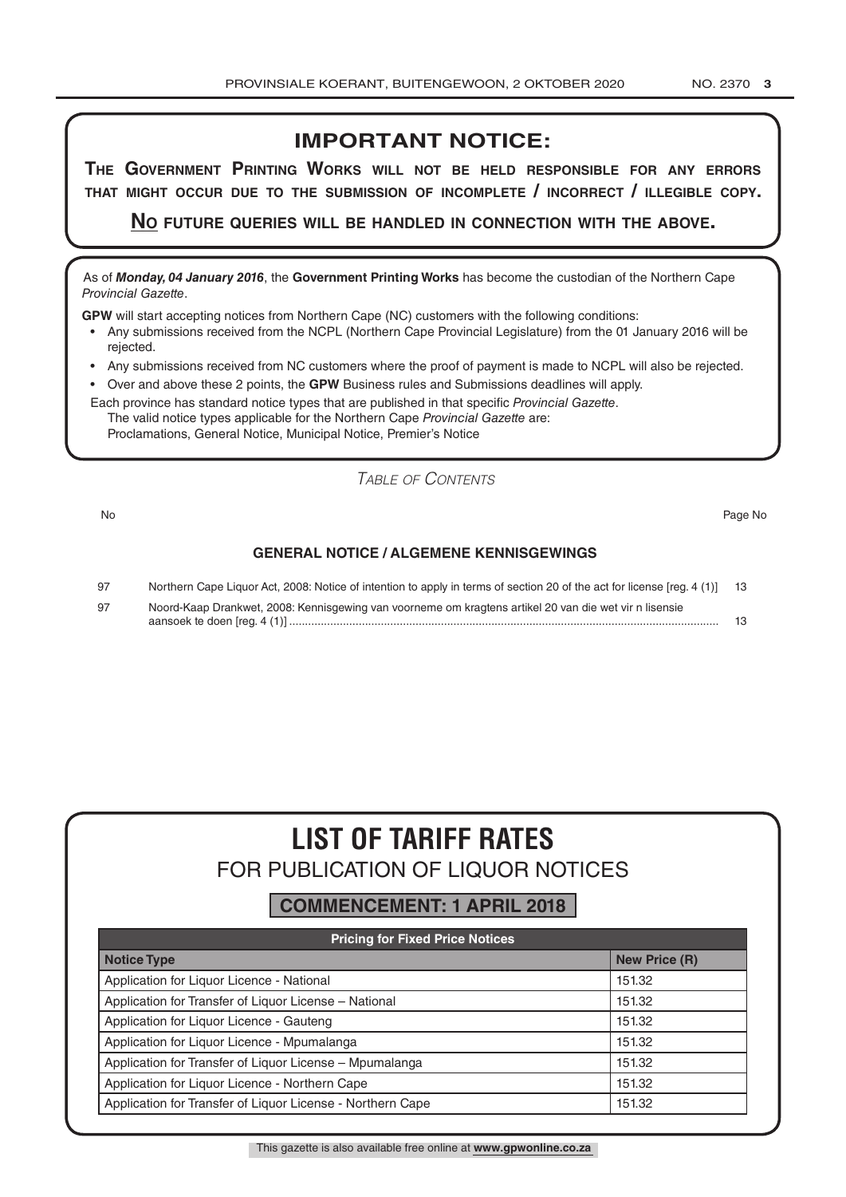# IMPORTANT NOTICE:

**THE GOVERNMENT PRINTING WORKS WILL NOT BE HELD RESPONSIBLE FOR ANY ERRORS THAT MIGHT OCCUR DUE TO THE SUBMISSION OF INCOMPLETE / INCORRECT / ILLEGIBLE COPY.**

**NO FUTURE QUERIES WILL BE HANDLED IN CONNECTION WITH THE ABOVE.**

As of ***Monday, 04 January 2016***, the **Government Printing Works** has become the custodian of the Northern Cape *Provincial Gazette*.

**GPW** will start accepting notices from Northern Cape (NC) customers with the following conditions:

- Any submissions received from the NCPL (Northern Cape Provincial Legislature) from the 01 January 2016 will be rejected.
- Any submissions received from NC customers where the proof of payment is made to NCPL will also be rejected.
- Over and above these 2 points, the **GPW** Business rules and Submissions deadlines will apply.

Each province has standard notice types that are published in that specific *Provincial Gazette*.
The valid notice types applicable for the Northern Cape *Provincial Gazette* are:
Proclamations, General Notice, Municipal Notice, Premier's Notice

*TABLE OF CONTENTS*

| No | | Page No |
|---|---|---|
| | **GENERAL NOTICE / ALGEMENE KENNISGEWINGS** | |
| 97 | Northern Cape Liquor Act, 2008: Notice of intention to apply in terms of section 20 of the act for license [reg. 4 (1)] | 13 |
| 97 | Noord-Kaap Drankwet, 2008: Kennisgewing van voorneme om kragtens artikel 20 van die wet vir n lisensie aansoek te doen [reg. 4 (1)] | 13 |

# LIST OF TARIFF RATES

## FOR PUBLICATION OF LIQUOR NOTICES

**COMMENCEMENT: 1 APRIL 2018**

| **Pricing for Fixed Price Notices** | |
|---|---|
| **Notice Type** | **New Price (R)** |
| Application for Liquor Licence - National | 151.32 |
| Application for Transfer of Liquor License – National | 151.32 |
| Application for Liquor Licence - Gauteng | 151.32 |
| Application for Liquor Licence - Mpumalanga | 151.32 |
| Application for Transfer of Liquor License – Mpumalanga | 151.32 |
| Application for Liquor Licence - Northern Cape | 151.32 |
| Application for Transfer of Liquor License - Northern Cape | 151.32 |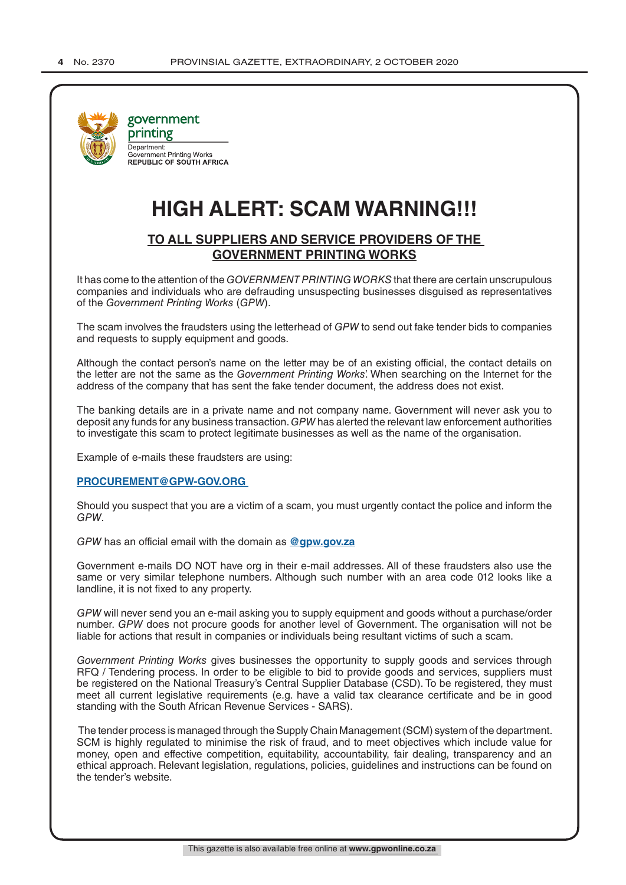government printing

Department:
Government Printing Works
**REPUBLIC OF SOUTH AFRICA**

# HIGH ALERT: SCAM WARNING!!!

## TO ALL SUPPLIERS AND SERVICE PROVIDERS OF THE GOVERNMENT PRINTING WORKS

It has come to the attention of the *GOVERNMENT PRINTING WORKS* that there are certain unscrupulous companies and individuals who are defrauding unsuspecting businesses disguised as representatives of the *Government Printing Works* (*GPW*).

The scam involves the fraudsters using the letterhead of *GPW* to send out fake tender bids to companies and requests to supply equipment and goods.

Although the contact person's name on the letter may be of an existing official, the contact details on the letter are not the same as the *Government Printing Works*'. When searching on the Internet for the address of the company that has sent the fake tender document, the address does not exist.

The banking details are in a private name and not company name. Government will never ask you to deposit any funds for any business transaction. *GPW* has alerted the relevant law enforcement authorities to investigate this scam to protect legitimate businesses as well as the name of the organisation.

Example of e-mails these fraudsters are using:

**PROCUREMENT@GPW-GOV.ORG**

Should you suspect that you are a victim of a scam, you must urgently contact the police and inform the *GPW*.

*GPW* has an official email with the domain as **@gpw.gov.za**

Government e-mails DO NOT have org in their e-mail addresses. All of these fraudsters also use the same or very similar telephone numbers. Although such number with an area code 012 looks like a landline, it is not fixed to any property.

*GPW* will never send you an e-mail asking you to supply equipment and goods without a purchase/order number. *GPW* does not procure goods for another level of Government. The organisation will not be liable for actions that result in companies or individuals being resultant victims of such a scam.

*Government Printing Works* gives businesses the opportunity to supply goods and services through RFQ / Tendering process. In order to be eligible to bid to provide goods and services, suppliers must be registered on the National Treasury's Central Supplier Database (CSD). To be registered, they must meet all current legislative requirements (e.g. have a valid tax clearance certificate and be in good standing with the South African Revenue Services - SARS).

The tender process is managed through the Supply Chain Management (SCM) system of the department. SCM is highly regulated to minimise the risk of fraud, and to meet objectives which include value for money, open and effective competition, equitability, accountability, fair dealing, transparency and an ethical approach. Relevant legislation, regulations, policies, guidelines and instructions can be found on the tender's website.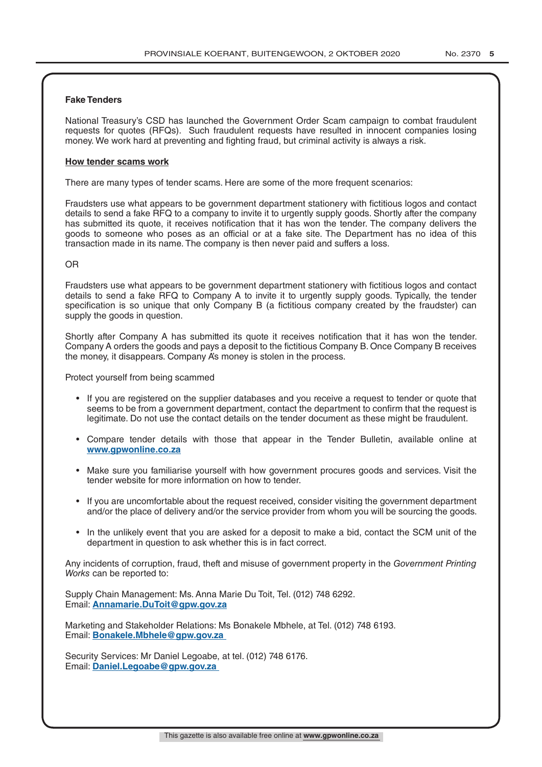## Fake Tenders

National Treasury's CSD has launched the Government Order Scam campaign to combat fraudulent requests for quotes (RFQs). Such fraudulent requests have resulted in innocent companies losing money. We work hard at preventing and fighting fraud, but criminal activity is always a risk.

### How tender scams work

There are many types of tender scams. Here are some of the more frequent scenarios:

Fraudsters use what appears to be government department stationery with fictitious logos and contact details to send a fake RFQ to a company to invite it to urgently supply goods. Shortly after the company has submitted its quote, it receives notification that it has won the tender. The company delivers the goods to someone who poses as an official or at a fake site. The Department has no idea of this transaction made in its name. The company is then never paid and suffers a loss.

OR

Fraudsters use what appears to be government department stationery with fictitious logos and contact details to send a fake RFQ to Company A to invite it to urgently supply goods. Typically, the tender specification is so unique that only Company B (a fictitious company created by the fraudster) can supply the goods in question.

Shortly after Company A has submitted its quote it receives notification that it has won the tender. Company A orders the goods and pays a deposit to the fictitious Company B. Once Company B receives the money, it disappears. Company A's money is stolen in the process.

Protect yourself from being scammed

- If you are registered on the supplier databases and you receive a request to tender or quote that seems to be from a government department, contact the department to confirm that the request is legitimate. Do not use the contact details on the tender document as these might be fraudulent.
- Compare tender details with those that appear in the Tender Bulletin, available online at **www.gpwonline.co.za**
- Make sure you familiarise yourself with how government procures goods and services. Visit the tender website for more information on how to tender.
- If you are uncomfortable about the request received, consider visiting the government department and/or the place of delivery and/or the service provider from whom you will be sourcing the goods.
- In the unlikely event that you are asked for a deposit to make a bid, contact the SCM unit of the department in question to ask whether this is in fact correct.

Any incidents of corruption, fraud, theft and misuse of government property in the *Government Printing Works* can be reported to:

Supply Chain Management: Ms. Anna Marie Du Toit, Tel. (012) 748 6292.
Email: **Annamarie.DuToit@gpw.gov.za**

Marketing and Stakeholder Relations: Ms Bonakele Mbhele, at Tel. (012) 748 6193.
Email: **Bonakele.Mbhele@gpw.gov.za**

Security Services: Mr Daniel Legoabe, at tel. (012) 748 6176.
Email: **Daniel.Legoabe@gpw.gov.za**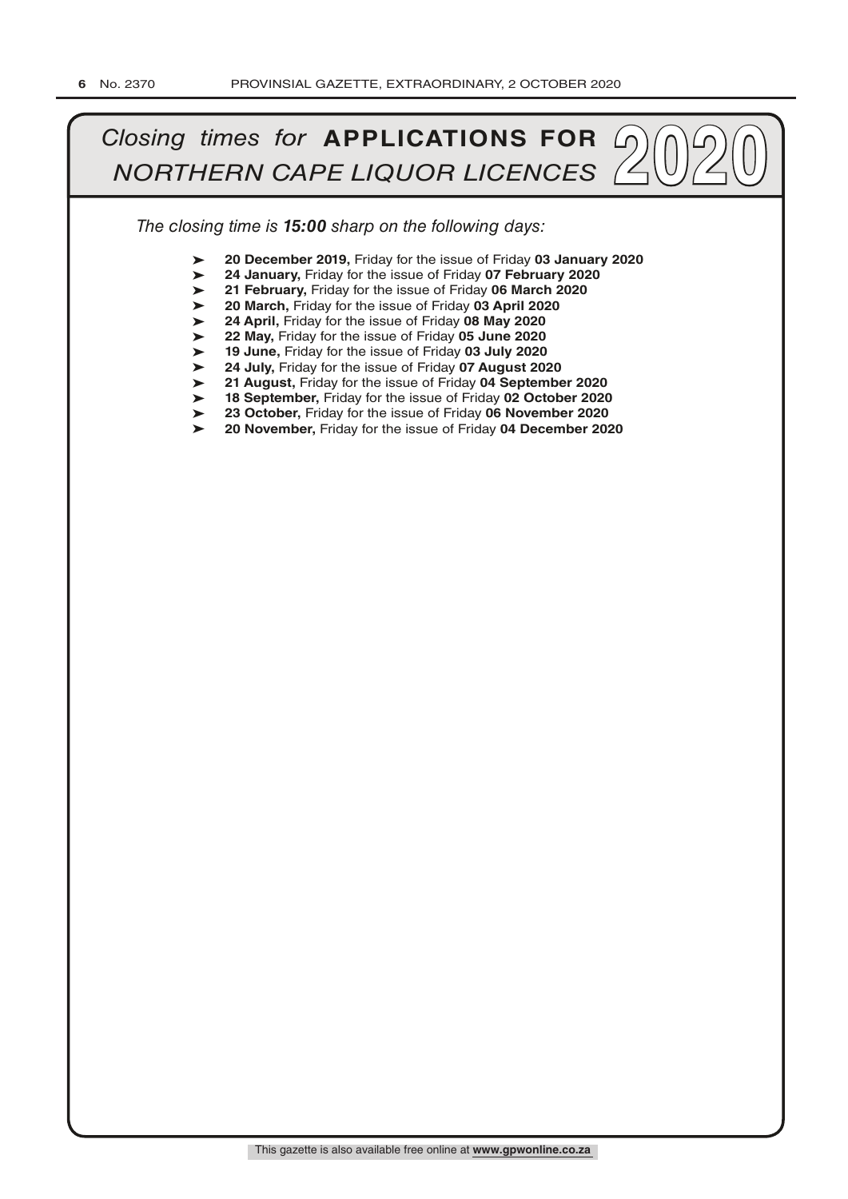# *Closing times for* **APPLICATIONS FOR** *NORTHERN CAPE LIQUOR LICENCES* 2020

*The closing time is **15:00** sharp on the following days:*

- **20 December 2019,** Friday for the issue of Friday **03 January 2020**
- **24 January,** Friday for the issue of Friday **07 February 2020**
- **21 February,** Friday for the issue of Friday **06 March 2020**
- **20 March,** Friday for the issue of Friday **03 April 2020**
- **24 April,** Friday for the issue of Friday **08 May 2020**
- **22 May,** Friday for the issue of Friday **05 June 2020**
- **19 June,** Friday for the issue of Friday **03 July 2020**
- **24 July,** Friday for the issue of Friday **07 August 2020**
- **21 August,** Friday for the issue of Friday **04 September 2020**
- **18 September,** Friday for the issue of Friday **02 October 2020**
- **23 October,** Friday for the issue of Friday **06 November 2020**
- **20 November,** Friday for the issue of Friday **04 December 2020**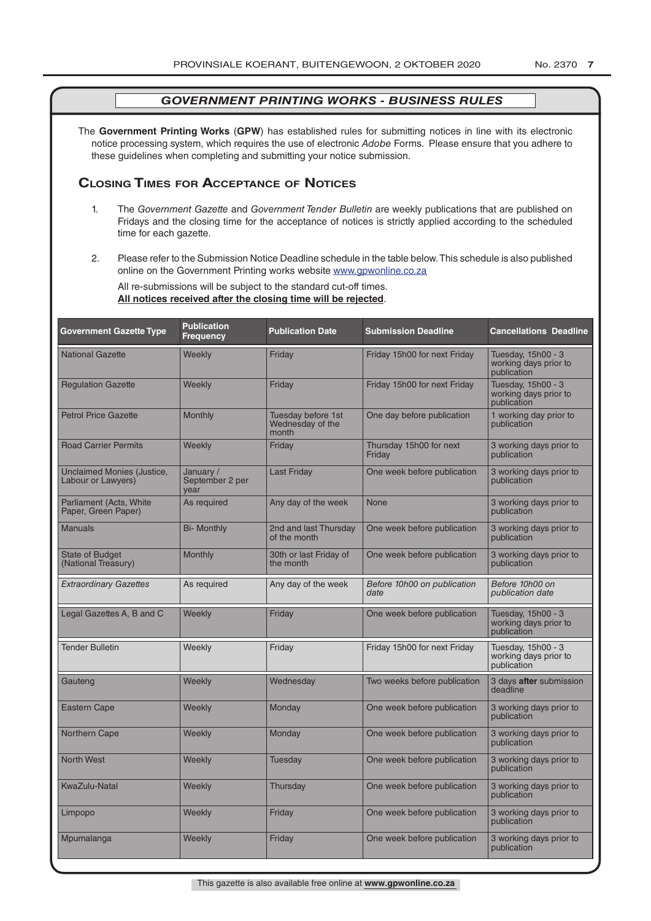# *GOVERNMENT PRINTING WORKS - BUSINESS RULES*

The **Government Printing Works** (**GPW**) has established rules for submitting notices in line with its electronic notice processing system, which requires the use of electronic *Adobe* Forms. Please ensure that you adhere to these guidelines when completing and submitting your notice submission.

## Closing Times for Acceptance of Notices

1. The *Government Gazette* and *Government Tender Bulletin* are weekly publications that are published on Fridays and the closing time for the acceptance of notices is strictly applied according to the scheduled time for each gazette.

2. Please refer to the Submission Notice Deadline schedule in the table below. This schedule is also published online on the Government Printing works website www.gpwonline.co.za

   All re-submissions will be subject to the standard cut-off times.
   **All notices received after the closing time will be rejected**.

| Government Gazette Type | Publication Frequency | Publication Date | Submission Deadline | Cancellations Deadline |
|---|---|---|---|---|
| National Gazette | Weekly | Friday | Friday 15h00 for next Friday | Tuesday, 15h00 - 3 working days prior to publication |
| Regulation Gazette | Weekly | Friday | Friday 15h00 for next Friday | Tuesday, 15h00 - 3 working days prior to publication |
| Petrol Price Gazette | Monthly | Tuesday before 1st Wednesday of the month | One day before publication | 1 working day prior to publication |
| Road Carrier Permits | Weekly | Friday | Thursday 15h00 for next Friday | 3 working days prior to publication |
| Unclaimed Monies (Justice, Labour or Lawyers) | January / September 2 per year | Last Friday | One week before publication | 3 working days prior to publication |
| Parliament (Acts, White Paper, Green Paper) | As required | Any day of the week | None | 3 working days prior to publication |
| Manuals | Bi- Monthly | 2nd and last Thursday of the month | One week before publication | 3 working days prior to publication |
| State of Budget (National Treasury) | Monthly | 30th or last Friday of the month | One week before publication | 3 working days prior to publication |
| *Extraordinary Gazettes* | As required | Any day of the week | *Before 10h00 on publication date* | *Before 10h00 on publication date* |
| Legal Gazettes A, B and C | Weekly | Friday | One week before publication | Tuesday, 15h00 - 3 working days prior to publication |
| Tender Bulletin | Weekly | Friday | Friday 15h00 for next Friday | Tuesday, 15h00 - 3 working days prior to publication |
| Gauteng | Weekly | Wednesday | Two weeks before publication | 3 days **after** submission deadline |
| Eastern Cape | Weekly | Monday | One week before publication | 3 working days prior to publication |
| Northern Cape | Weekly | Monday | One week before publication | 3 working days prior to publication |
| North West | Weekly | Tuesday | One week before publication | 3 working days prior to publication |
| KwaZulu-Natal | Weekly | Thursday | One week before publication | 3 working days prior to publication |
| Limpopo | Weekly | Friday | One week before publication | 3 working days prior to publication |
| Mpumalanga | Weekly | Friday | One week before publication | 3 working days prior to publication |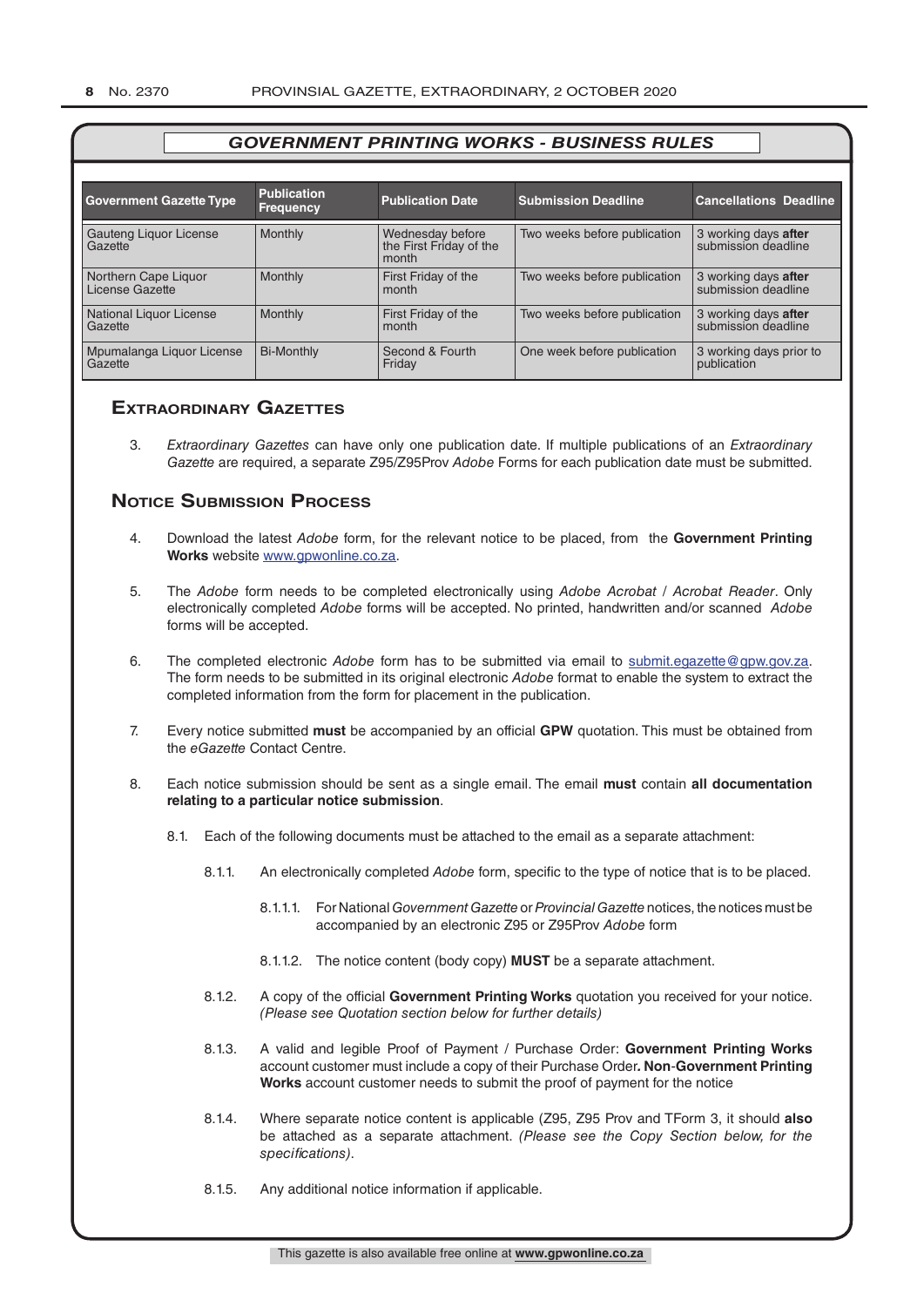## GOVERNMENT PRINTING WORKS - BUSINESS RULES

| Government Gazette Type | Publication Frequency | Publication Date | Submission Deadline | Cancellations Deadline |
|---|---|---|---|---|
| Gauteng Liquor License Gazette | Monthly | Wednesday before the First Friday of the month | Two weeks before publication | 3 working days **after** submission deadline |
| Northern Cape Liquor License Gazette | Monthly | First Friday of the month | Two weeks before publication | 3 working days **after** submission deadline |
| National Liquor License Gazette | Monthly | First Friday of the month | Two weeks before publication | 3 working days **after** submission deadline |
| Mpumalanga Liquor License Gazette | Bi-Monthly | Second & Fourth Friday | One week before publication | 3 working days prior to publication |

## Extraordinary Gazettes

3. *Extraordinary Gazettes* can have only one publication date. If multiple publications of an *Extraordinary Gazette* are required, a separate Z95/Z95Prov *Adobe* Forms for each publication date must be submitted.

## Notice Submission Process

4. Download the latest *Adobe* form, for the relevant notice to be placed, from the **Government Printing Works** website www.gpwonline.co.za.

5. The *Adobe* form needs to be completed electronically using *Adobe Acrobat* / *Acrobat Reader*. Only electronically completed *Adobe* forms will be accepted. No printed, handwritten and/or scanned *Adobe* forms will be accepted.

6. The completed electronic *Adobe* form has to be submitted via email to submit.egazette@gpw.gov.za. The form needs to be submitted in its original electronic *Adobe* format to enable the system to extract the completed information from the form for placement in the publication.

7. Every notice submitted **must** be accompanied by an official **GPW** quotation. This must be obtained from the *eGazette* Contact Centre.

8. Each notice submission should be sent as a single email. The email **must** contain **all documentation relating to a particular notice submission**.

   8.1. Each of the following documents must be attached to the email as a separate attachment:

      8.1.1. An electronically completed *Adobe* form, specific to the type of notice that is to be placed.

         8.1.1.1. For National *Government Gazette* or *Provincial Gazette* notices, the notices must be accompanied by an electronic Z95 or Z95Prov *Adobe* form

         8.1.1.2. The notice content (body copy) **MUST** be a separate attachment.

      8.1.2. A copy of the official **Government Printing Works** quotation you received for your notice. *(Please see Quotation section below for further details)*

      8.1.3. A valid and legible Proof of Payment / Purchase Order: **Government Printing Works** account customer must include a copy of their Purchase Order**. Non**-**Government Printing Works** account customer needs to submit the proof of payment for the notice

      8.1.4. Where separate notice content is applicable (Z95, Z95 Prov and TForm 3, it should **also** be attached as a separate attachment. *(Please see the Copy Section below, for the specifications)*.

      8.1.5. Any additional notice information if applicable.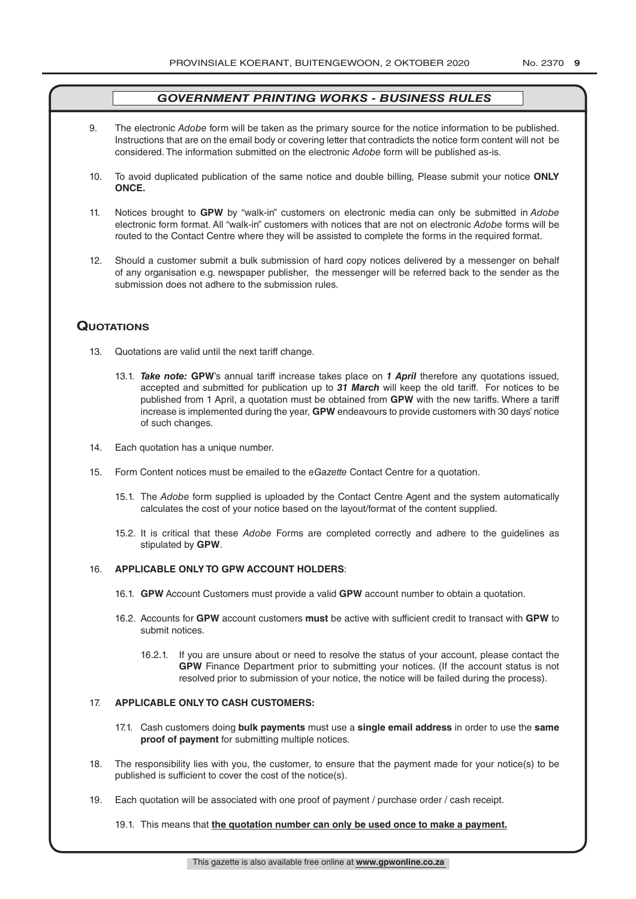## *GOVERNMENT PRINTING WORKS - BUSINESS RULES*

9. The electronic *Adobe* form will be taken as the primary source for the notice information to be published. Instructions that are on the email body or covering letter that contradicts the notice form content will not be considered. The information submitted on the electronic *Adobe* form will be published as-is.

10. To avoid duplicated publication of the same notice and double billing, Please submit your notice **ONLY ONCE.**

11. Notices brought to **GPW** by "walk-in" customers on electronic media can only be submitted in *Adobe* electronic form format. All "walk-in" customers with notices that are not on electronic *Adobe* forms will be routed to the Contact Centre where they will be assisted to complete the forms in the required format.

12. Should a customer submit a bulk submission of hard copy notices delivered by a messenger on behalf of any organisation e.g. newspaper publisher, the messenger will be referred back to the sender as the submission does not adhere to the submission rules.

## Quotations

13. Quotations are valid until the next tariff change.

    13.1. ***Take note:*** **GPW**'s annual tariff increase takes place on ***1 April*** therefore any quotations issued, accepted and submitted for publication up to ***31 March*** will keep the old tariff. For notices to be published from 1 April, a quotation must be obtained from **GPW** with the new tariffs. Where a tariff increase is implemented during the year, **GPW** endeavours to provide customers with 30 days' notice of such changes.

14. Each quotation has a unique number.

15. Form Content notices must be emailed to the *eGazette* Contact Centre for a quotation.

    15.1. The *Adobe* form supplied is uploaded by the Contact Centre Agent and the system automatically calculates the cost of your notice based on the layout/format of the content supplied.

    15.2. It is critical that these *Adobe* Forms are completed correctly and adhere to the guidelines as stipulated by **GPW**.

16. **APPLICABLE ONLY TO GPW ACCOUNT HOLDERS**:

    16.1. **GPW** Account Customers must provide a valid **GPW** account number to obtain a quotation.

    16.2. Accounts for **GPW** account customers **must** be active with sufficient credit to transact with **GPW** to submit notices.

        16.2.1. If you are unsure about or need to resolve the status of your account, please contact the **GPW** Finance Department prior to submitting your notices. (If the account status is not resolved prior to submission of your notice, the notice will be failed during the process).

17. **APPLICABLE ONLY TO CASH CUSTOMERS:**

    17.1. Cash customers doing **bulk payments** must use a **single email address** in order to use the **same proof of payment** for submitting multiple notices.

18. The responsibility lies with you, the customer, to ensure that the payment made for your notice(s) to be published is sufficient to cover the cost of the notice(s).

19. Each quotation will be associated with one proof of payment / purchase order / cash receipt.

    19.1. This means that **the quotation number can only be used once to make a payment.**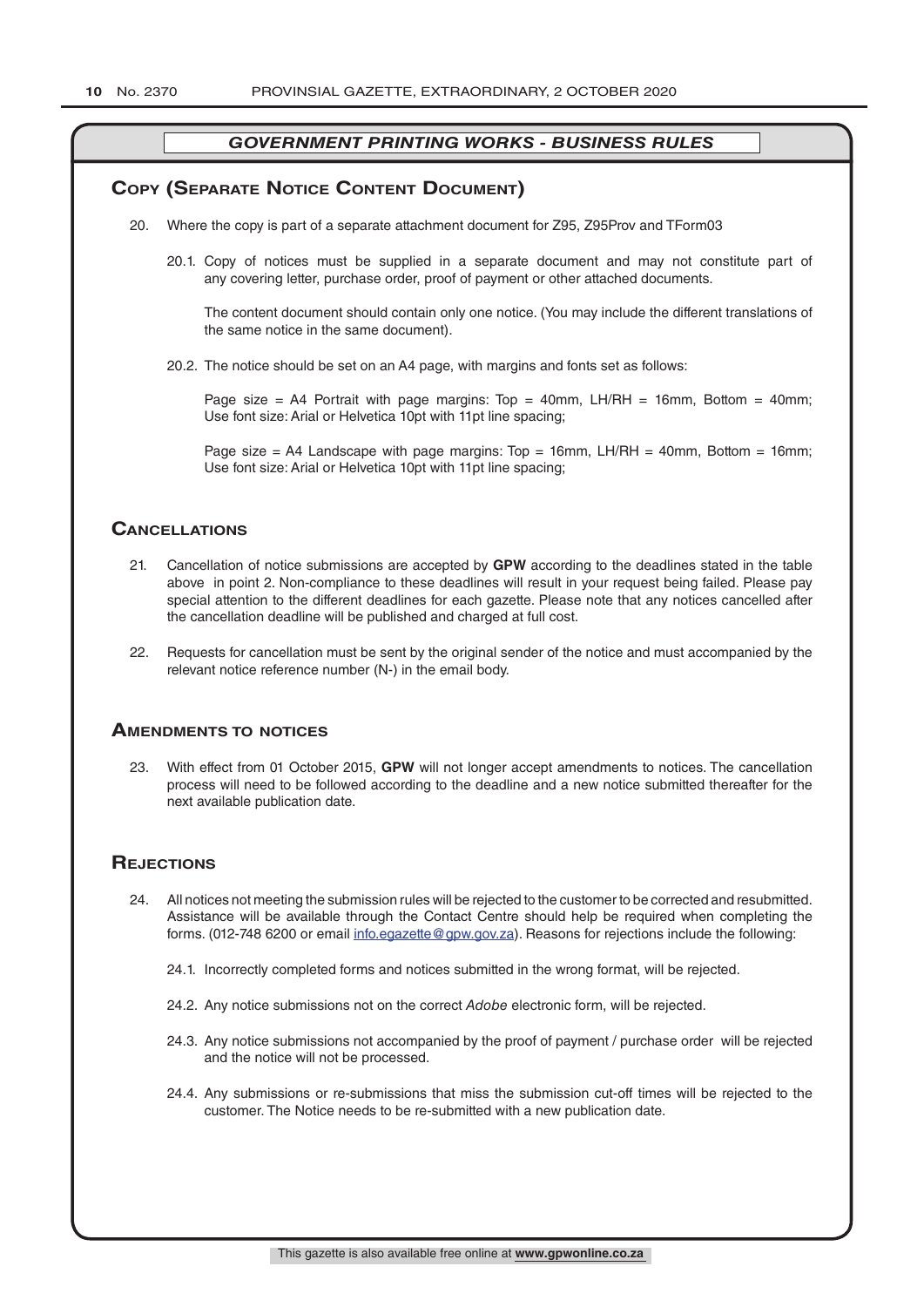## *GOVERNMENT PRINTING WORKS - BUSINESS RULES*

## Copy (Separate Notice Content Document)

20. Where the copy is part of a separate attachment document for Z95, Z95Prov and TForm03

    20.1. Copy of notices must be supplied in a separate document and may not constitute part of any covering letter, purchase order, proof of payment or other attached documents.

    The content document should contain only one notice. (You may include the different translations of the same notice in the same document).

    20.2. The notice should be set on an A4 page, with margins and fonts set as follows:

    Page size = A4 Portrait with page margins: Top = 40mm, LH/RH = 16mm, Bottom = 40mm; Use font size: Arial or Helvetica 10pt with 11pt line spacing;

    Page size = A4 Landscape with page margins: Top = 16mm, LH/RH = 40mm, Bottom = 16mm; Use font size: Arial or Helvetica 10pt with 11pt line spacing;

## Cancellations

21. Cancellation of notice submissions are accepted by **GPW** according to the deadlines stated in the table above in point 2. Non-compliance to these deadlines will result in your request being failed. Please pay special attention to the different deadlines for each gazette. Please note that any notices cancelled after the cancellation deadline will be published and charged at full cost.

22. Requests for cancellation must be sent by the original sender of the notice and must accompanied by the relevant notice reference number (N-) in the email body.

## Amendments to notices

23. With effect from 01 October 2015, **GPW** will not longer accept amendments to notices. The cancellation process will need to be followed according to the deadline and a new notice submitted thereafter for the next available publication date.

## Rejections

24. All notices not meeting the submission rules will be rejected to the customer to be corrected and resubmitted. Assistance will be available through the Contact Centre should help be required when completing the forms. (012-748 6200 or email info.egazette@gpw.gov.za). Reasons for rejections include the following:

    24.1. Incorrectly completed forms and notices submitted in the wrong format, will be rejected.

    24.2. Any notice submissions not on the correct *Adobe* electronic form, will be rejected.

    24.3. Any notice submissions not accompanied by the proof of payment / purchase order will be rejected and the notice will not be processed.

    24.4. Any submissions or re-submissions that miss the submission cut-off times will be rejected to the customer. The Notice needs to be re-submitted with a new publication date.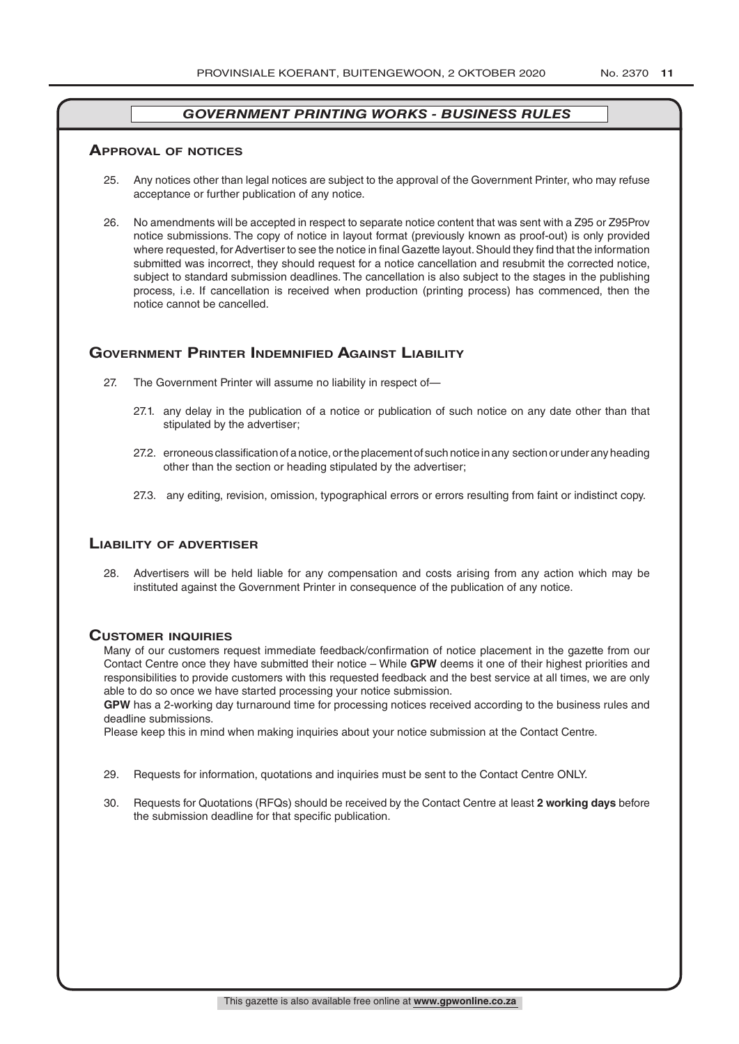## *GOVERNMENT PRINTING WORKS - BUSINESS RULES*

### Approval of notices

25. Any notices other than legal notices are subject to the approval of the Government Printer, who may refuse acceptance or further publication of any notice.

26. No amendments will be accepted in respect to separate notice content that was sent with a Z95 or Z95Prov notice submissions. The copy of notice in layout format (previously known as proof-out) is only provided where requested, for Advertiser to see the notice in final Gazette layout. Should they find that the information submitted was incorrect, they should request for a notice cancellation and resubmit the corrected notice, subject to standard submission deadlines. The cancellation is also subject to the stages in the publishing process, i.e. If cancellation is received when production (printing process) has commenced, then the notice cannot be cancelled.

### Government Printer Indemnified Against Liability

27. The Government Printer will assume no liability in respect of—

    27.1. any delay in the publication of a notice or publication of such notice on any date other than that stipulated by the advertiser;

    27.2. erroneous classification of a notice, or the placement of such notice in any section or under any heading other than the section or heading stipulated by the advertiser;

    27.3. any editing, revision, omission, typographical errors or errors resulting from faint or indistinct copy.

### Liability of advertiser

28. Advertisers will be held liable for any compensation and costs arising from any action which may be instituted against the Government Printer in consequence of the publication of any notice.

### Customer inquiries

Many of our customers request immediate feedback/confirmation of notice placement in the gazette from our Contact Centre once they have submitted their notice – While **GPW** deems it one of their highest priorities and responsibilities to provide customers with this requested feedback and the best service at all times, we are only able to do so once we have started processing your notice submission.

**GPW** has a 2-working day turnaround time for processing notices received according to the business rules and deadline submissions.

Please keep this in mind when making inquiries about your notice submission at the Contact Centre.

29. Requests for information, quotations and inquiries must be sent to the Contact Centre ONLY.

30. Requests for Quotations (RFQs) should be received by the Contact Centre at least **2 working days** before the submission deadline for that specific publication.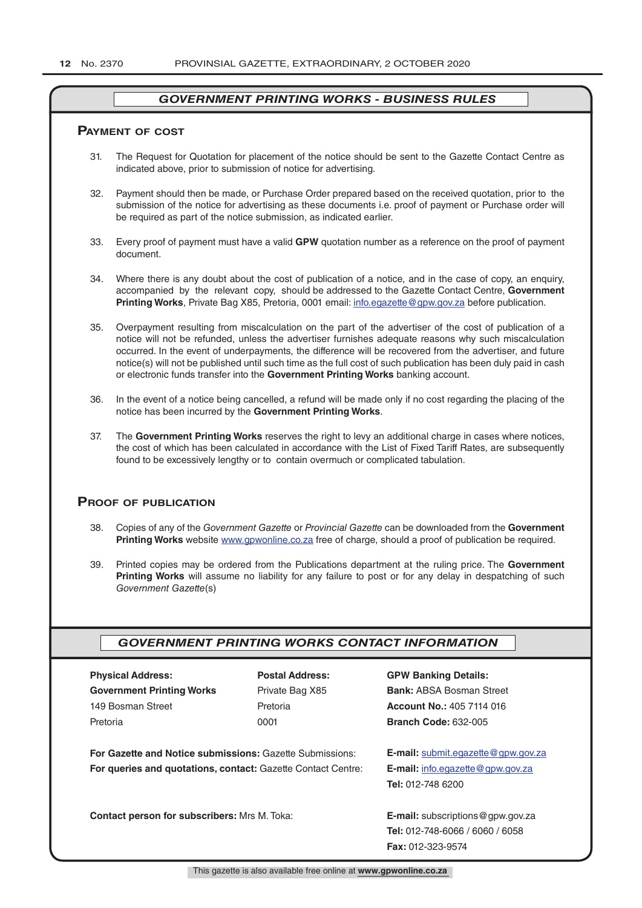## *GOVERNMENT PRINTING WORKS - BUSINESS RULES*

### Payment of Cost

31. The Request for Quotation for placement of the notice should be sent to the Gazette Contact Centre as indicated above, prior to submission of notice for advertising.

32. Payment should then be made, or Purchase Order prepared based on the received quotation, prior to the submission of the notice for advertising as these documents i.e. proof of payment or Purchase order will be required as part of the notice submission, as indicated earlier.

33. Every proof of payment must have a valid **GPW** quotation number as a reference on the proof of payment document.

34. Where there is any doubt about the cost of publication of a notice, and in the case of copy, an enquiry, accompanied by the relevant copy, should be addressed to the Gazette Contact Centre, **Government Printing Works**, Private Bag X85, Pretoria, 0001 email: info.egazette@gpw.gov.za before publication.

35. Overpayment resulting from miscalculation on the part of the advertiser of the cost of publication of a notice will not be refunded, unless the advertiser furnishes adequate reasons why such miscalculation occurred. In the event of underpayments, the difference will be recovered from the advertiser, and future notice(s) will not be published until such time as the full cost of such publication has been duly paid in cash or electronic funds transfer into the **Government Printing Works** banking account.

36. In the event of a notice being cancelled, a refund will be made only if no cost regarding the placing of the notice has been incurred by the **Government Printing Works**.

37. The **Government Printing Works** reserves the right to levy an additional charge in cases where notices, the cost of which has been calculated in accordance with the List of Fixed Tariff Rates, are subsequently found to be excessively lengthy or to contain overmuch or complicated tabulation.

### Proof of Publication

38. Copies of any of the *Government Gazette* or *Provincial Gazette* can be downloaded from the **Government Printing Works** website www.gpwonline.co.za free of charge, should a proof of publication be required.

39. Printed copies may be ordered from the Publications department at the ruling price. The **Government Printing Works** will assume no liability for any failure to post or for any delay in despatching of such *Government Gazette*(s)

## *GOVERNMENT PRINTING WORKS CONTACT INFORMATION*

**Physical Address:**
**Government Printing Works**
149 Bosman Street
Pretoria

**Postal Address:**
Private Bag X85
Pretoria
0001

**GPW Banking Details:**
**Bank:** ABSA Bosman Street
**Account No.:** 405 7114 016
**Branch Code:** 632-005

**For Gazette and Notice submissions:** Gazette Submissions: **E-mail:** submit.egazette@gpw.gov.za
**For queries and quotations, contact:** Gazette Contact Centre: **E-mail:** info.egazette@gpw.gov.za
**Tel:** 012-748 6200

**Contact person for subscribers:** Mrs M. Toka: **E-mail:** subscriptions@gpw.gov.za
**Tel:** 012-748-6066 / 6060 / 6058
**Fax:** 012-323-9574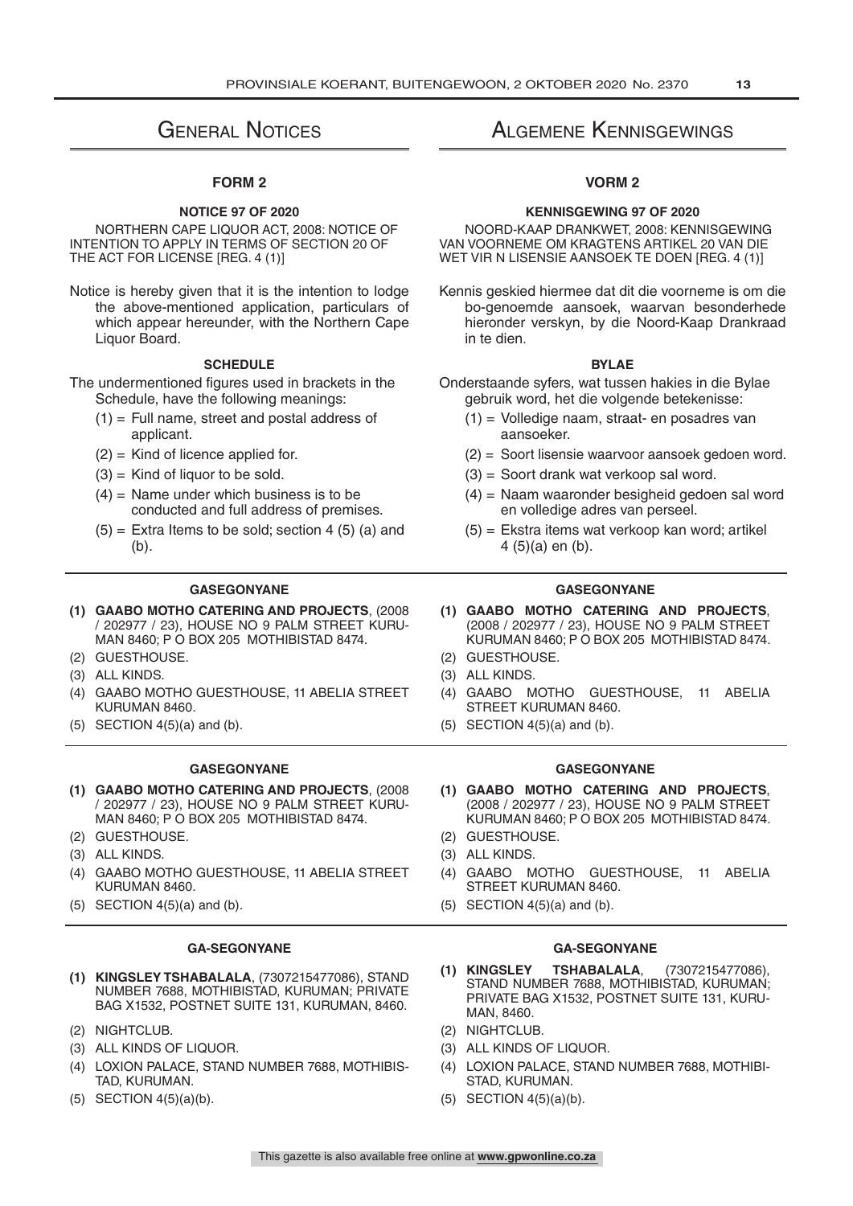# General Notices

### FORM 2

**NOTICE 97 OF 2020**

NORTHERN CAPE LIQUOR ACT, 2008: NOTICE OF INTENTION TO APPLY IN TERMS OF SECTION 20 OF THE ACT FOR LICENSE [REG. 4 (1)]

Notice is hereby given that it is the intention to lodge the above-mentioned application, particulars of which appear hereunder, with the Northern Cape Liquor Board.

**SCHEDULE**

The undermentioned figures used in brackets in the Schedule, have the following meanings:

(1) = Full name, street and postal address of applicant.

(2) = Kind of licence applied for.

(3) = Kind of liquor to be sold.

(4) = Name under which business is to be conducted and full address of premises.

(5) = Extra Items to be sold; section 4 (5) (a) and (b).

**GASEGONYANE**

**(1) GAABO MOTHO CATERING AND PROJECTS**, (2008 / 202977 / 23), HOUSE NO 9 PALM STREET KURUMAN 8460; P O BOX 205 MOTHIBISTAD 8474.

(2) GUESTHOUSE.

(3) ALL KINDS.

(4) GAABO MOTHO GUESTHOUSE, 11 ABELIA STREET KURUMAN 8460.

(5) SECTION 4(5)(a) and (b).

**GASEGONYANE**

**(1) GAABO MOTHO CATERING AND PROJECTS**, (2008 / 202977 / 23), HOUSE NO 9 PALM STREET KURUMAN 8460; P O BOX 205 MOTHIBISTAD 8474.

(2) GUESTHOUSE.

(3) ALL KINDS.

(4) GAABO MOTHO GUESTHOUSE, 11 ABELIA STREET KURUMAN 8460.

(5) SECTION 4(5)(a) and (b).

**GA-SEGONYANE**

**(1) KINGSLEY TSHABALALA**, (7307215477086), STAND NUMBER 7688, MOTHIBISTAD, KURUMAN; PRIVATE BAG X1532, POSTNET SUITE 131, KURUMAN, 8460.

(2) NIGHTCLUB.

(3) ALL KINDS OF LIQUOR.

(4) LOXION PALACE, STAND NUMBER 7688, MOTHIBISTAD, KURUMAN.

(5) SECTION 4(5)(a)(b).

# Algemene Kennisgewings

### VORM 2

**KENNISGEWING 97 OF 2020**

NOORD-KAAP DRANKWET, 2008: KENNISGEWING VAN VOORNEME OM KRAGTENS ARTIKEL 20 VAN DIE WET VIR N LISENSIE AANSOEK TE DOEN [REG. 4 (1)]

Kennis geskied hiermee dat dit die voorneme is om die bo-genoemde aansoek, waarvan besonderhede hieronder verskyn, by die Noord-Kaap Drankraad in te dien.

**BYLAE**

Onderstaande syfers, wat tussen hakies in die Bylae gebruik word, het die volgende betekenisse:

(1) = Volledige naam, straat- en posadres van aansoeker.

(2) = Soort lisensie waarvoor aansoek gedoen word.

(3) = Soort drank wat verkoop sal word.

(4) = Naam waaronder besigheid gedoen sal word en volledige adres van perseel.

(5) = Ekstra items wat verkoop kan word; artikel 4 (5)(a) en (b).

**GASEGONYANE**

**(1) GAABO MOTHO CATERING AND PROJECTS**, (2008 / 202977 / 23), HOUSE NO 9 PALM STREET KURUMAN 8460; P O BOX 205 MOTHIBISTAD 8474.

(2) GUESTHOUSE.

(3) ALL KINDS.

(4) GAABO MOTHO GUESTHOUSE, 11 ABELIA STREET KURUMAN 8460.

(5) SECTION 4(5)(a) and (b).

**GASEGONYANE**

**(1) GAABO MOTHO CATERING AND PROJECTS**, (2008 / 202977 / 23), HOUSE NO 9 PALM STREET KURUMAN 8460; P O BOX 205 MOTHIBISTAD 8474.

(2) GUESTHOUSE.

(3) ALL KINDS.

(4) GAABO MOTHO GUESTHOUSE, 11 ABELIA STREET KURUMAN 8460.

(5) SECTION 4(5)(a) and (b).

**GA-SEGONYANE**

**(1) KINGSLEY TSHABALALA**, (7307215477086), STAND NUMBER 7688, MOTHIBISTAD, KURUMAN; PRIVATE BAG X1532, POSTNET SUITE 131, KURUMAN, 8460.

(2) NIGHTCLUB.

(3) ALL KINDS OF LIQUOR.

(4) LOXION PALACE, STAND NUMBER 7688, MOTHIBISTAD, KURUMAN.

(5) SECTION 4(5)(a)(b).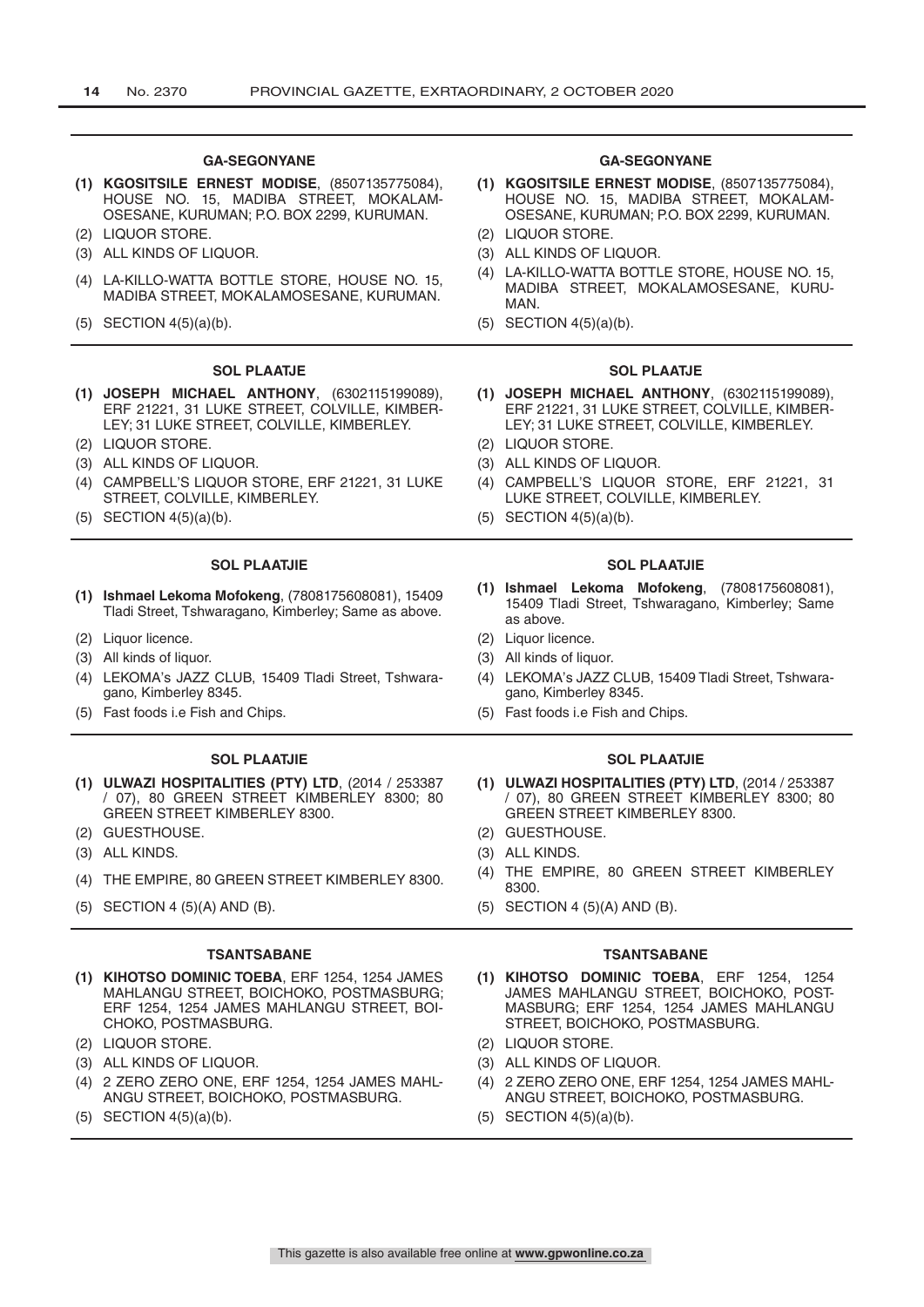### GA-SEGONYANE

**(1) KGOSITSILE ERNEST MODISE**, (8507135775084), HOUSE NO. 15, MADIBA STREET, MOKALAMOSESANE, KURUMAN; P.O. BOX 2299, KURUMAN.
(2) LIQUOR STORE.
(3) ALL KINDS OF LIQUOR.
(4) LA-KILLO-WATTA BOTTLE STORE, HOUSE NO. 15, MADIBA STREET, MOKALAMOSESANE, KURUMAN.
(5) SECTION 4(5)(a)(b).

### SOL PLAATJE

**(1) JOSEPH MICHAEL ANTHONY**, (6302115199089), ERF 21221, 31 LUKE STREET, COLVILLE, KIMBERLEY; 31 LUKE STREET, COLVILLE, KIMBERLEY.
(2) LIQUOR STORE.
(3) ALL KINDS OF LIQUOR.
(4) CAMPBELL'S LIQUOR STORE, ERF 21221, 31 LUKE STREET, COLVILLE, KIMBERLEY.
(5) SECTION 4(5)(a)(b).

### SOL PLAATJIE

**(1) Ishmael Lekoma Mofokeng**, (7808175608081), 15409 Tladi Street, Tshwaragano, Kimberley; Same as above.
(2) Liquor licence.
(3) All kinds of liquor.
(4) LEKOMA's JAZZ CLUB, 15409 Tladi Street, Tshwaragano, Kimberley 8345.
(5) Fast foods i.e Fish and Chips.

### SOL PLAATJIE

**(1) ULWAZI HOSPITALITIES (PTY) LTD**, (2014 / 253387 / 07), 80 GREEN STREET KIMBERLEY 8300; 80 GREEN STREET KIMBERLEY 8300.
(2) GUESTHOUSE.
(3) ALL KINDS.
(4) THE EMPIRE, 80 GREEN STREET KIMBERLEY 8300.
(5) SECTION 4 (5)(A) AND (B).

### TSANTSABANE

**(1) KIHOTSO DOMINIC TOEBA**, ERF 1254, 1254 JAMES MAHLANGU STREET, BOICHOKO, POSTMASBURG; ERF 1254, 1254 JAMES MAHLANGU STREET, BOICHOKO, POSTMASBURG.
(2) LIQUOR STORE.
(3) ALL KINDS OF LIQUOR.
(4) 2 ZERO ZERO ONE, ERF 1254, 1254 JAMES MAHLANGU STREET, BOICHOKO, POSTMASBURG.
(5) SECTION 4(5)(a)(b).

### GA-SEGONYANE

**(1) KGOSITSILE ERNEST MODISE**, (8507135775084), HOUSE NO. 15, MADIBA STREET, MOKALAMOSESANE, KURUMAN; P.O. BOX 2299, KURUMAN.
(2) LIQUOR STORE.
(3) ALL KINDS OF LIQUOR.
(4) LA-KILLO-WATTA BOTTLE STORE, HOUSE NO. 15, MADIBA STREET, MOKALAMOSESANE, KURUMAN.
(5) SECTION 4(5)(a)(b).

### SOL PLAATJE

**(1) JOSEPH MICHAEL ANTHONY**, (6302115199089), ERF 21221, 31 LUKE STREET, COLVILLE, KIMBERLEY; 31 LUKE STREET, COLVILLE, KIMBERLEY.
(2) LIQUOR STORE.
(3) ALL KINDS OF LIQUOR.
(4) CAMPBELL'S LIQUOR STORE, ERF 21221, 31 LUKE STREET, COLVILLE, KIMBERLEY.
(5) SECTION 4(5)(a)(b).

### SOL PLAATJIE

**(1) Ishmael Lekoma Mofokeng**, (7808175608081), 15409 Tladi Street, Tshwaragano, Kimberley; Same as above.
(2) Liquor licence.
(3) All kinds of liquor.
(4) LEKOMA's JAZZ CLUB, 15409 Tladi Street, Tshwaragano, Kimberley 8345.
(5) Fast foods i.e Fish and Chips.

### SOL PLAATJIE

**(1) ULWAZI HOSPITALITIES (PTY) LTD**, (2014 / 253387 / 07), 80 GREEN STREET KIMBERLEY 8300; 80 GREEN STREET KIMBERLEY 8300.
(2) GUESTHOUSE.
(3) ALL KINDS.
(4) THE EMPIRE, 80 GREEN STREET KIMBERLEY 8300.
(5) SECTION 4 (5)(A) AND (B).

### TSANTSABANE

**(1) KIHOTSO DOMINIC TOEBA**, ERF 1254, 1254 JAMES MAHLANGU STREET, BOICHOKO, POSTMASBURG; ERF 1254, 1254 JAMES MAHLANGU STREET, BOICHOKO, POSTMASBURG.
(2) LIQUOR STORE.
(3) ALL KINDS OF LIQUOR.
(4) 2 ZERO ZERO ONE, ERF 1254, 1254 JAMES MAHLANGU STREET, BOICHOKO, POSTMASBURG.
(5) SECTION 4(5)(a)(b).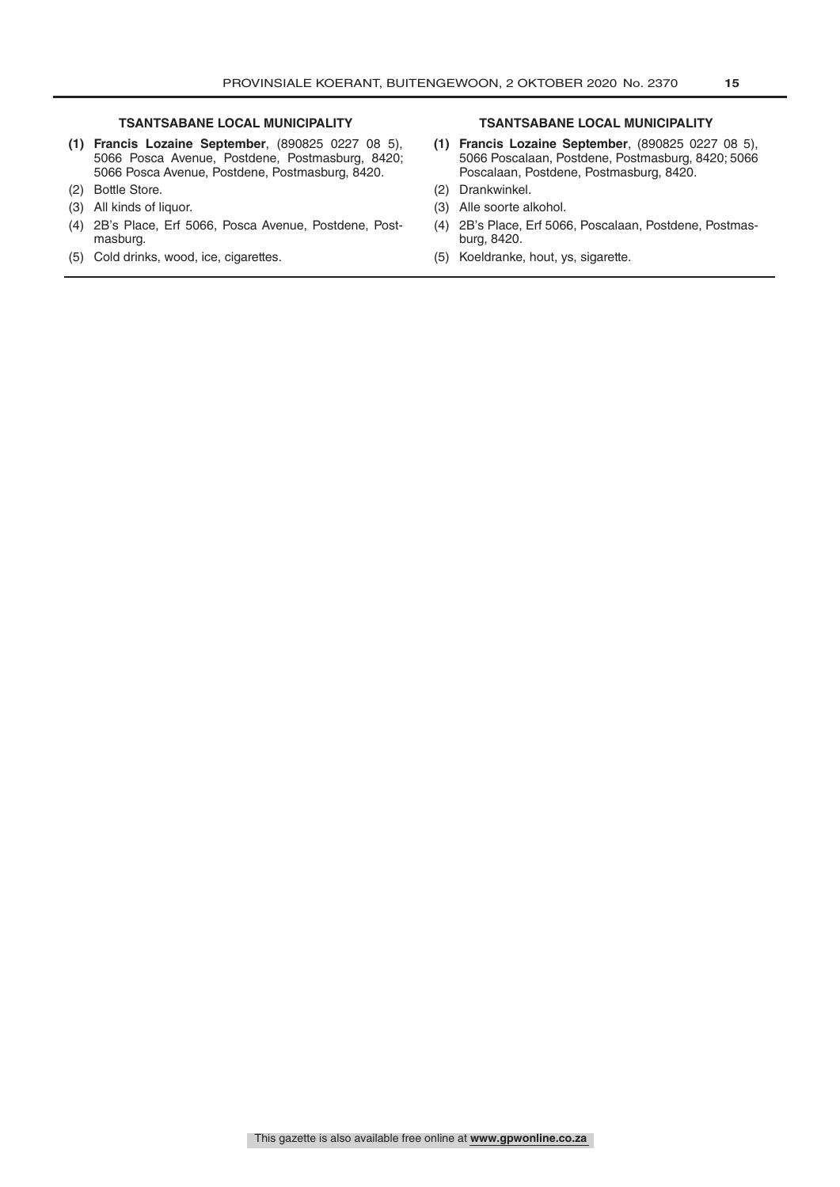### TSANTSABANE LOCAL MUNICIPALITY

**(1) Francis Lozaine September**, (890825 0227 08 5), 5066 Posca Avenue, Postdene, Postmasburg, 8420; 5066 Posca Avenue, Postdene, Postmasburg, 8420.

(2) Bottle Store.

(3) All kinds of liquor.

(4) 2B's Place, Erf 5066, Posca Avenue, Postdene, Postmasburg.

(5) Cold drinks, wood, ice, cigarettes.

### TSANTSABANE LOCAL MUNICIPALITY

**(1) Francis Lozaine September**, (890825 0227 08 5), 5066 Poscalaan, Postdene, Postmasburg, 8420; 5066 Poscalaan, Postdene, Postmasburg, 8420.

(2) Drankwinkel.

(3) Alle soorte alkohol.

(4) 2B's Place, Erf 5066, Poscalaan, Postdene, Postmasburg, 8420.

(5) Koeldranke, hout, ys, sigarette.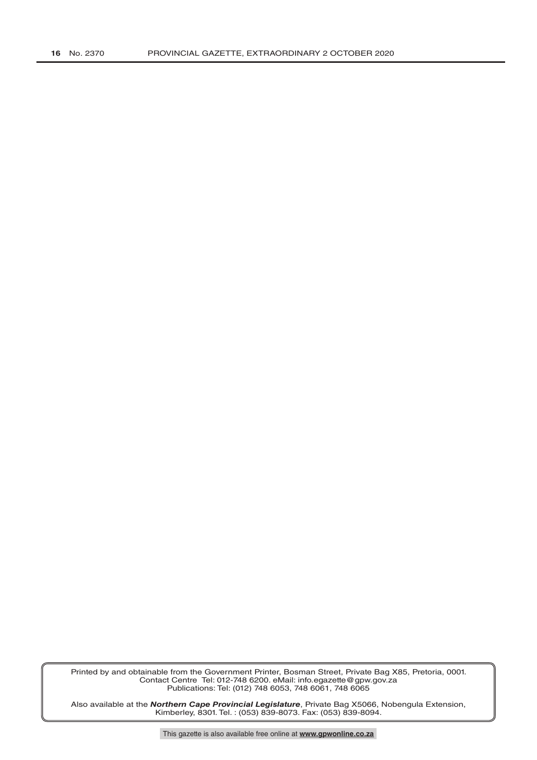Printed by and obtainable from the Government Printer, Bosman Street, Private Bag X85, Pretoria, 0001.
Contact Centre Tel: 012-748 6200. eMail: info.egazette@gpw.gov.za
Publications: Tel: (012) 748 6053, 748 6061, 748 6065

Also available at the ***Northern Cape Provincial Legislature***, Private Bag X5066, Nobengula Extension, Kimberley, 8301. Tel. : (053) 839-8073. Fax: (053) 839-8094.

This gazette is also available free online at **www.gpwonline.co.za**